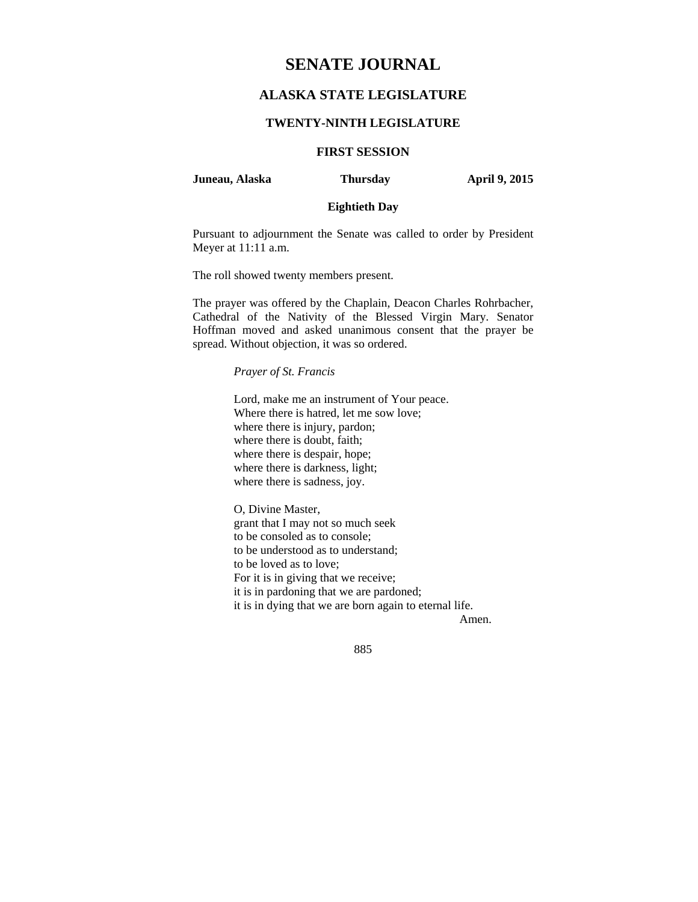# SENATE JOURNAL

## ALASKA STATE LEGISLATURE

### TWENTY-NINTH LEGISLATURE

### FIRST SESSION

**Juneau, Alaska** **Thursday** **April 9, 2015**

**Eightieth Day**

Pursuant to adjournment the Senate was called to order by President Meyer at 11:11 a.m.

The roll showed twenty members present.

The prayer was offered by the Chaplain, Deacon Charles Rohrbacher, Cathedral of the Nativity of the Blessed Virgin Mary. Senator Hoffman moved and asked unanimous consent that the prayer be spread. Without objection, it was so ordered.

*Prayer of St. Francis*

Lord, make me an instrument of Your peace.
Where there is hatred, let me sow love;
where there is injury, pardon;
where there is doubt, faith;
where there is despair, hope;
where there is darkness, light;
where there is sadness, joy.

O, Divine Master,
grant that I may not so much seek
to be consoled as to console;
to be understood as to understand;
to be loved as to love;
For it is in giving that we receive;
it is in pardoning that we are pardoned;
it is in dying that we are born again to eternal life.
Amen.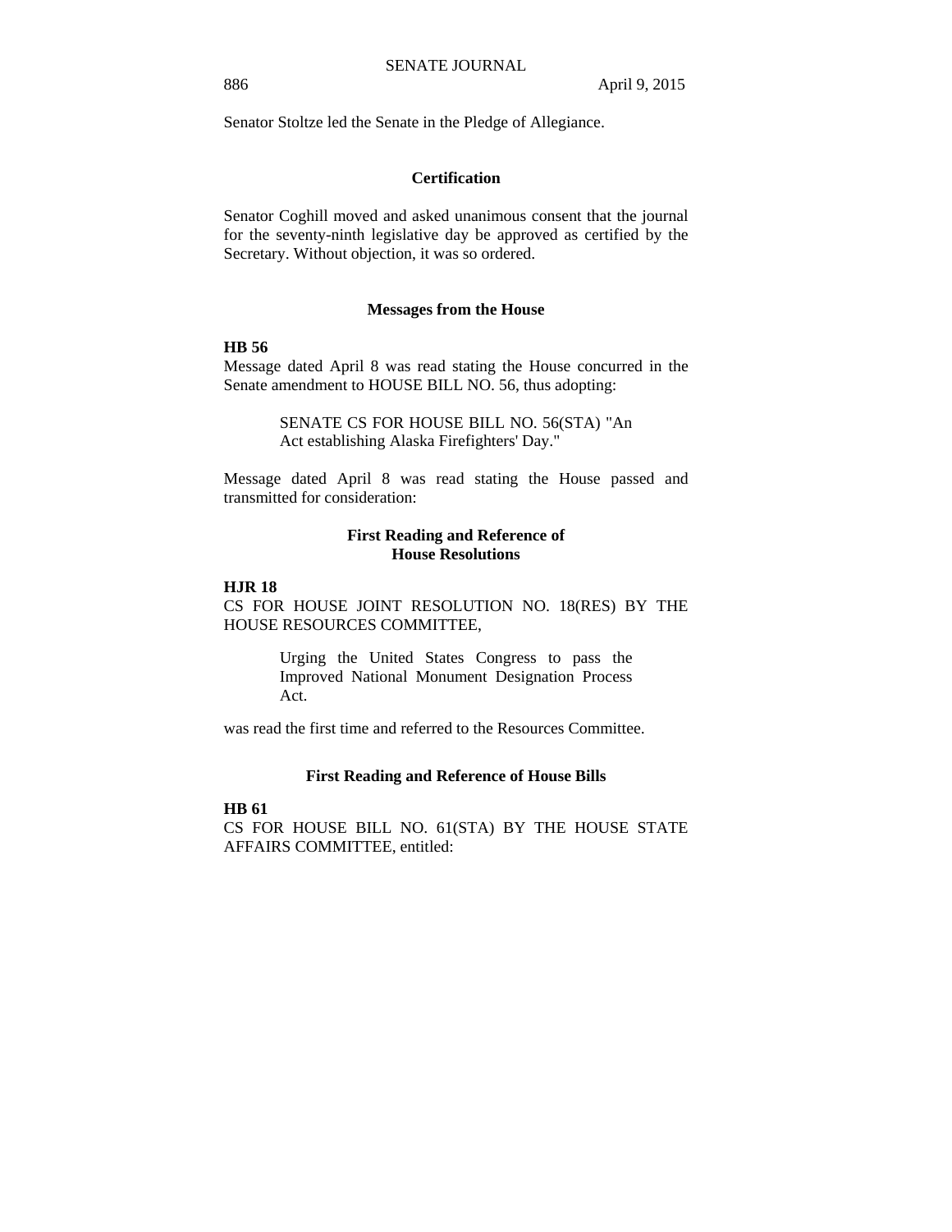Senator Stoltze led the Senate in the Pledge of Allegiance.

## Certification

Senator Coghill moved and asked unanimous consent that the journal for the seventy-ninth legislative day be approved as certified by the Secretary. Without objection, it was so ordered.

## Messages from the House

**HB 56**
Message dated April 8 was read stating the House concurred in the Senate amendment to HOUSE BILL NO. 56, thus adopting:

> SENATE CS FOR HOUSE BILL NO. 56(STA) "An Act establishing Alaska Firefighters' Day."

Message dated April 8 was read stating the House passed and transmitted for consideration:

## First Reading and Reference of House Resolutions

**HJR 18**
CS FOR HOUSE JOINT RESOLUTION NO. 18(RES) BY THE HOUSE RESOURCES COMMITTEE,

> Urging the United States Congress to pass the Improved National Monument Designation Process Act.

was read the first time and referred to the Resources Committee.

## First Reading and Reference of House Bills

**HB 61**
CS FOR HOUSE BILL NO. 61(STA) BY THE HOUSE STATE AFFAIRS COMMITTEE, entitled: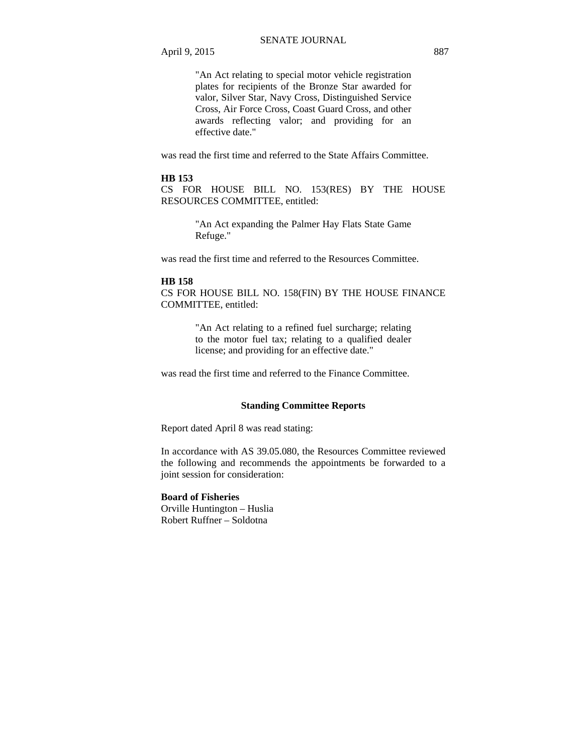"An Act relating to special motor vehicle registration plates for recipients of the Bronze Star awarded for valor, Silver Star, Navy Cross, Distinguished Service Cross, Air Force Cross, Coast Guard Cross, and other awards reflecting valor; and providing for an effective date."

was read the first time and referred to the State Affairs Committee.

**HB 153**

CS FOR HOUSE BILL NO. 153(RES) BY THE HOUSE RESOURCES COMMITTEE, entitled:

"An Act expanding the Palmer Hay Flats State Game Refuge."

was read the first time and referred to the Resources Committee.

**HB 158**

CS FOR HOUSE BILL NO. 158(FIN) BY THE HOUSE FINANCE COMMITTEE, entitled:

"An Act relating to a refined fuel surcharge; relating to the motor fuel tax; relating to a qualified dealer license; and providing for an effective date."

was read the first time and referred to the Finance Committee.

## Standing Committee Reports

Report dated April 8 was read stating:

In accordance with AS 39.05.080, the Resources Committee reviewed the following and recommends the appointments be forwarded to a joint session for consideration:

**Board of Fisheries**

Orville Huntington – Huslia
Robert Ruffner – Soldotna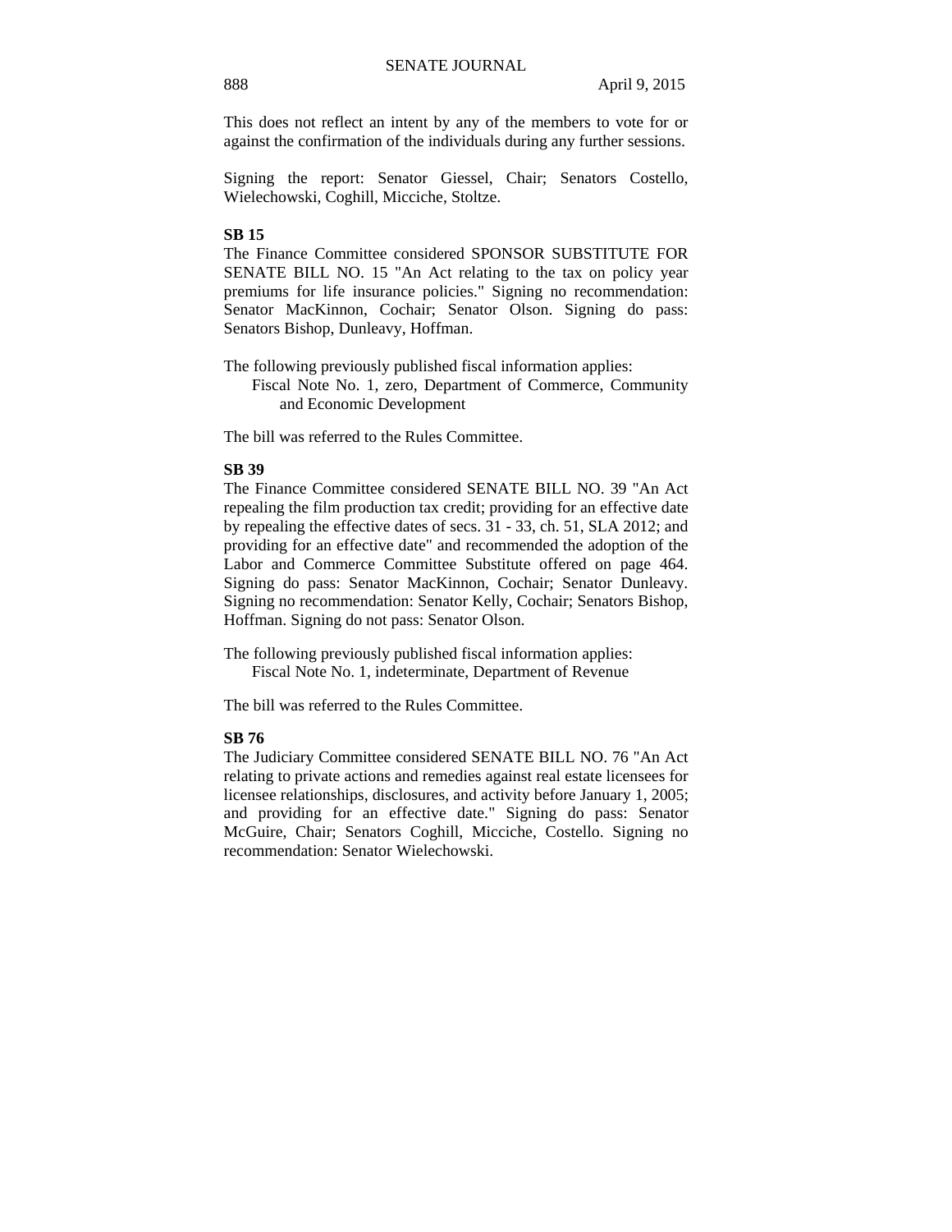This does not reflect an intent by any of the members to vote for or against the confirmation of the individuals during any further sessions.

Signing the report: Senator Giessel, Chair; Senators Costello, Wielechowski, Coghill, Micciche, Stoltze.

**SB 15**

The Finance Committee considered SPONSOR SUBSTITUTE FOR SENATE BILL NO. 15 "An Act relating to the tax on policy year premiums for life insurance policies." Signing no recommendation: Senator MacKinnon, Cochair; Senator Olson. Signing do pass: Senators Bishop, Dunleavy, Hoffman.

The following previously published fiscal information applies:

Fiscal Note No. 1, zero, Department of Commerce, Community and Economic Development

The bill was referred to the Rules Committee.

**SB 39**

The Finance Committee considered SENATE BILL NO. 39 "An Act repealing the film production tax credit; providing for an effective date by repealing the effective dates of secs. 31 - 33, ch. 51, SLA 2012; and providing for an effective date" and recommended the adoption of the Labor and Commerce Committee Substitute offered on page 464. Signing do pass: Senator MacKinnon, Cochair; Senator Dunleavy. Signing no recommendation: Senator Kelly, Cochair; Senators Bishop, Hoffman. Signing do not pass: Senator Olson.

The following previously published fiscal information applies:

Fiscal Note No. 1, indeterminate, Department of Revenue

The bill was referred to the Rules Committee.

**SB 76**

The Judiciary Committee considered SENATE BILL NO. 76 "An Act relating to private actions and remedies against real estate licensees for licensee relationships, disclosures, and activity before January 1, 2005; and providing for an effective date." Signing do pass: Senator McGuire, Chair; Senators Coghill, Micciche, Costello. Signing no recommendation: Senator Wielechowski.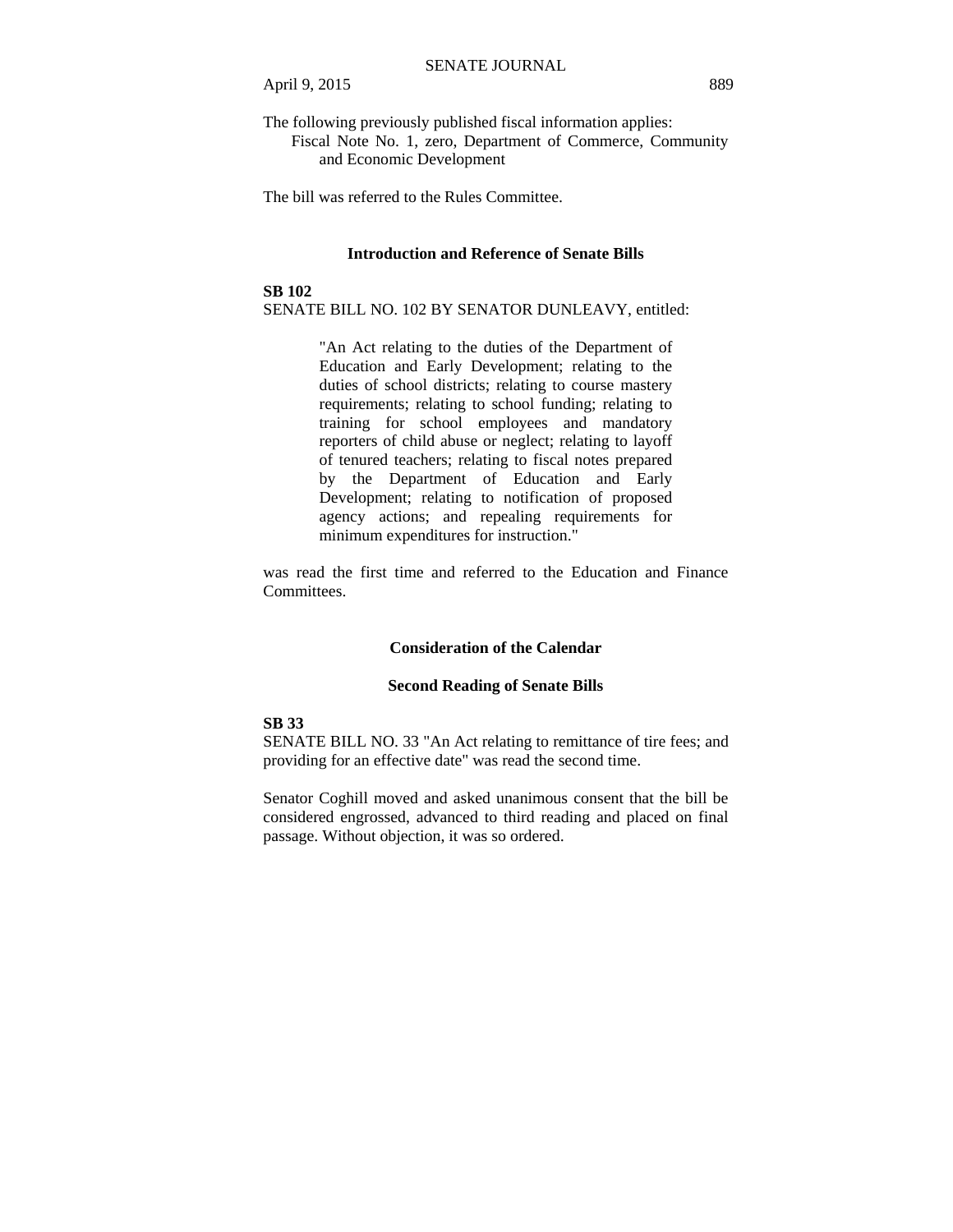The following previously published fiscal information applies:

Fiscal Note No. 1, zero, Department of Commerce, Community and Economic Development

The bill was referred to the Rules Committee.

## Introduction and Reference of Senate Bills

**SB 102**

SENATE BILL NO. 102 BY SENATOR DUNLEAVY, entitled:

> "An Act relating to the duties of the Department of Education and Early Development; relating to the duties of school districts; relating to course mastery requirements; relating to school funding; relating to training for school employees and mandatory reporters of child abuse or neglect; relating to layoff of tenured teachers; relating to fiscal notes prepared by the Department of Education and Early Development; relating to notification of proposed agency actions; and repealing requirements for minimum expenditures for instruction."

was read the first time and referred to the Education and Finance Committees.

## Consideration of the Calendar

### Second Reading of Senate Bills

**SB 33**

SENATE BILL NO. 33 "An Act relating to remittance of tire fees; and providing for an effective date" was read the second time.

Senator Coghill moved and asked unanimous consent that the bill be considered engrossed, advanced to third reading and placed on final passage. Without objection, it was so ordered.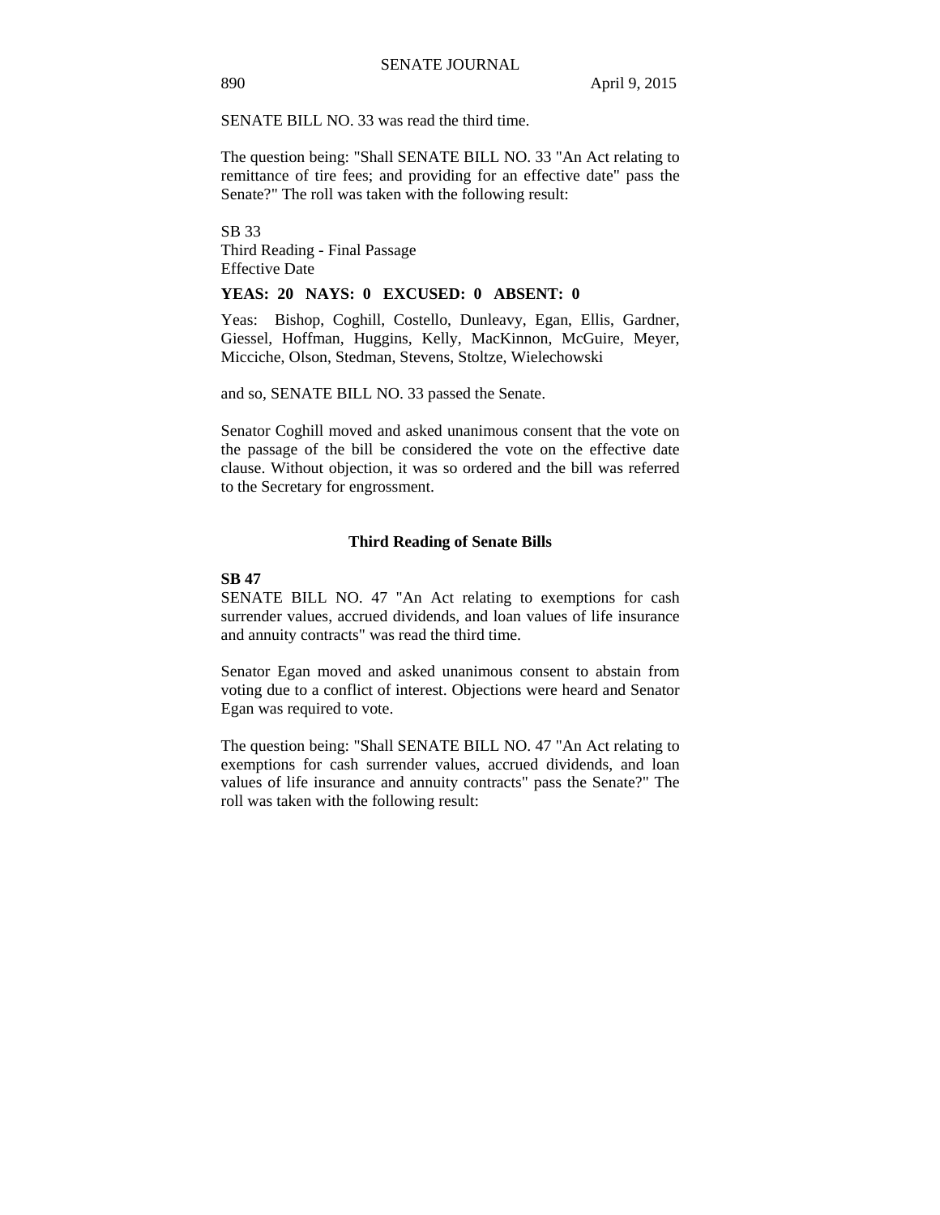SENATE BILL NO. 33 was read the third time.

The question being: "Shall SENATE BILL NO. 33 "An Act relating to remittance of tire fees; and providing for an effective date" pass the Senate?" The roll was taken with the following result:

SB 33
Third Reading - Final Passage
Effective Date

**YEAS: 20 NAYS: 0 EXCUSED: 0 ABSENT: 0**

Yeas: Bishop, Coghill, Costello, Dunleavy, Egan, Ellis, Gardner, Giessel, Hoffman, Huggins, Kelly, MacKinnon, McGuire, Meyer, Micciche, Olson, Stedman, Stevens, Stoltze, Wielechowski

and so, SENATE BILL NO. 33 passed the Senate.

Senator Coghill moved and asked unanimous consent that the vote on the passage of the bill be considered the vote on the effective date clause. Without objection, it was so ordered and the bill was referred to the Secretary for engrossment.

### Third Reading of Senate Bills

**SB 47**
SENATE BILL NO. 47 "An Act relating to exemptions for cash surrender values, accrued dividends, and loan values of life insurance and annuity contracts" was read the third time.

Senator Egan moved and asked unanimous consent to abstain from voting due to a conflict of interest. Objections were heard and Senator Egan was required to vote.

The question being: "Shall SENATE BILL NO. 47 "An Act relating to exemptions for cash surrender values, accrued dividends, and loan values of life insurance and annuity contracts" pass the Senate?" The roll was taken with the following result: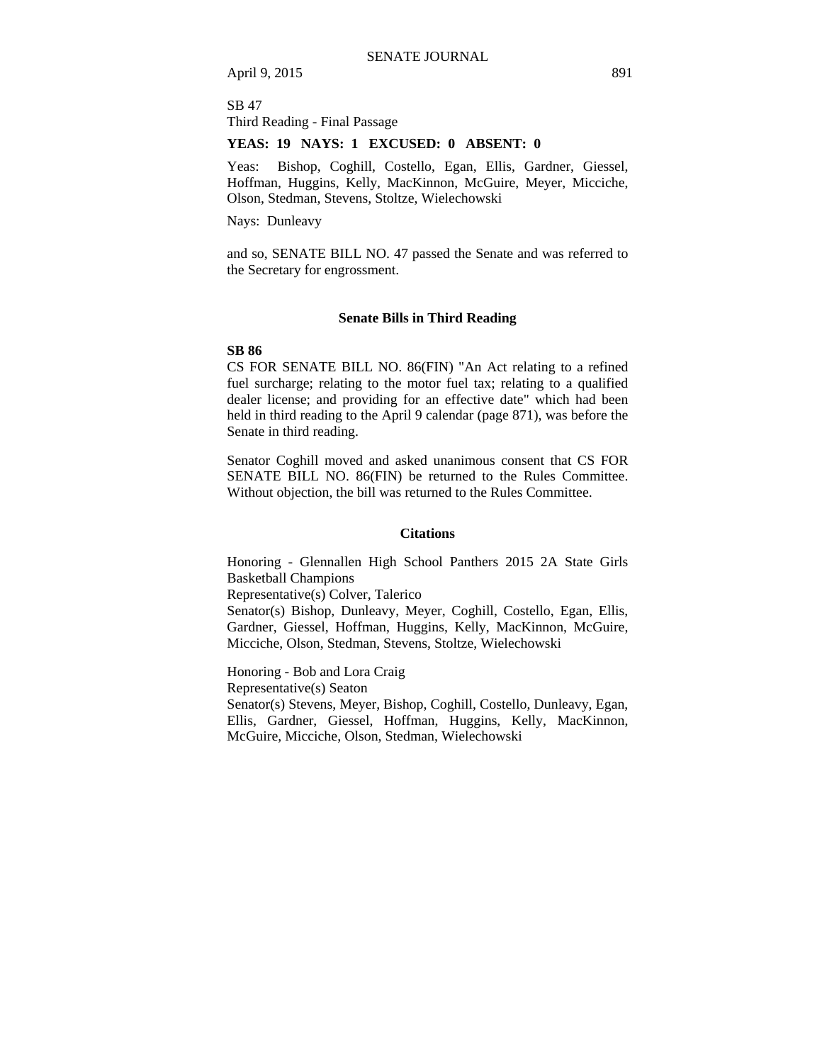SB 47
Third Reading - Final Passage

**YEAS: 19 NAYS: 1 EXCUSED: 0 ABSENT: 0**

Yeas: Bishop, Coghill, Costello, Egan, Ellis, Gardner, Giessel, Hoffman, Huggins, Kelly, MacKinnon, McGuire, Meyer, Micciche, Olson, Stedman, Stevens, Stoltze, Wielechowski

Nays: Dunleavy

and so, SENATE BILL NO. 47 passed the Senate and was referred to the Secretary for engrossment.

### Senate Bills in Third Reading

**SB 86**

CS FOR SENATE BILL NO. 86(FIN) "An Act relating to a refined fuel surcharge; relating to the motor fuel tax; relating to a qualified dealer license; and providing for an effective date" which had been held in third reading to the April 9 calendar (page 871), was before the Senate in third reading.

Senator Coghill moved and asked unanimous consent that CS FOR SENATE BILL NO. 86(FIN) be returned to the Rules Committee. Without objection, the bill was returned to the Rules Committee.

### Citations

Honoring - Glennallen High School Panthers 2015 2A State Girls Basketball Champions
Representative(s) Colver, Talerico
Senator(s) Bishop, Dunleavy, Meyer, Coghill, Costello, Egan, Ellis, Gardner, Giessel, Hoffman, Huggins, Kelly, MacKinnon, McGuire, Micciche, Olson, Stedman, Stevens, Stoltze, Wielechowski

Honoring - Bob and Lora Craig
Representative(s) Seaton
Senator(s) Stevens, Meyer, Bishop, Coghill, Costello, Dunleavy, Egan, Ellis, Gardner, Giessel, Hoffman, Huggins, Kelly, MacKinnon, McGuire, Micciche, Olson, Stedman, Wielechowski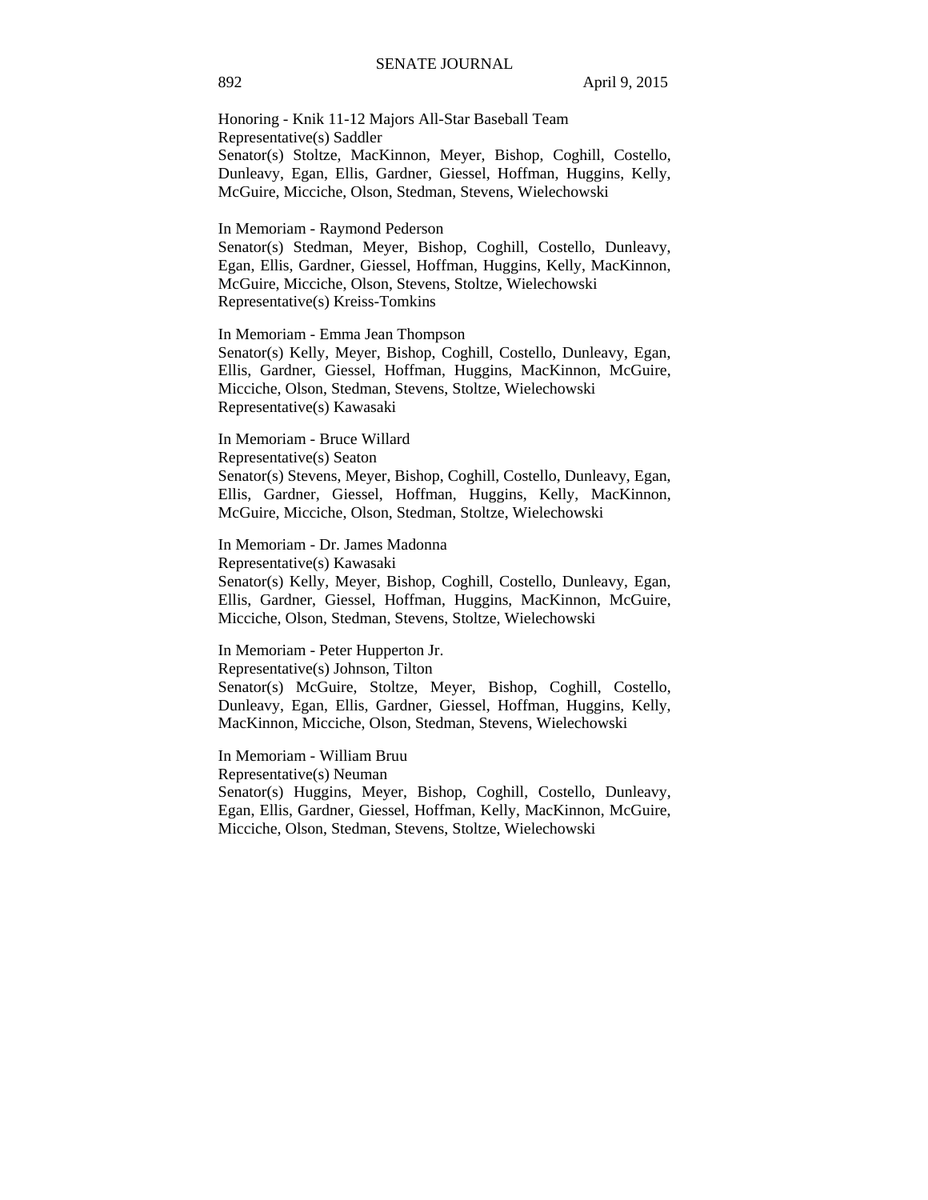Honoring - Knik 11-12 Majors All-Star Baseball Team
Representative(s) Saddler
Senator(s) Stoltze, MacKinnon, Meyer, Bishop, Coghill, Costello, Dunleavy, Egan, Ellis, Gardner, Giessel, Hoffman, Huggins, Kelly, McGuire, Micciche, Olson, Stedman, Stevens, Wielechowski

In Memoriam - Raymond Pederson
Senator(s) Stedman, Meyer, Bishop, Coghill, Costello, Dunleavy, Egan, Ellis, Gardner, Giessel, Hoffman, Huggins, Kelly, MacKinnon, McGuire, Micciche, Olson, Stevens, Stoltze, Wielechowski
Representative(s) Kreiss-Tomkins

In Memoriam - Emma Jean Thompson
Senator(s) Kelly, Meyer, Bishop, Coghill, Costello, Dunleavy, Egan, Ellis, Gardner, Giessel, Hoffman, Huggins, MacKinnon, McGuire, Micciche, Olson, Stedman, Stevens, Stoltze, Wielechowski
Representative(s) Kawasaki

In Memoriam - Bruce Willard
Representative(s) Seaton
Senator(s) Stevens, Meyer, Bishop, Coghill, Costello, Dunleavy, Egan, Ellis, Gardner, Giessel, Hoffman, Huggins, Kelly, MacKinnon, McGuire, Micciche, Olson, Stedman, Stoltze, Wielechowski

In Memoriam - Dr. James Madonna
Representative(s) Kawasaki
Senator(s) Kelly, Meyer, Bishop, Coghill, Costello, Dunleavy, Egan, Ellis, Gardner, Giessel, Hoffman, Huggins, MacKinnon, McGuire, Micciche, Olson, Stedman, Stevens, Stoltze, Wielechowski

In Memoriam - Peter Hupperton Jr.
Representative(s) Johnson, Tilton
Senator(s) McGuire, Stoltze, Meyer, Bishop, Coghill, Costello, Dunleavy, Egan, Ellis, Gardner, Giessel, Hoffman, Huggins, Kelly, MacKinnon, Micciche, Olson, Stedman, Stevens, Wielechowski

In Memoriam - William Bruu
Representative(s) Neuman
Senator(s) Huggins, Meyer, Bishop, Coghill, Costello, Dunleavy, Egan, Ellis, Gardner, Giessel, Hoffman, Kelly, MacKinnon, McGuire, Micciche, Olson, Stedman, Stevens, Stoltze, Wielechowski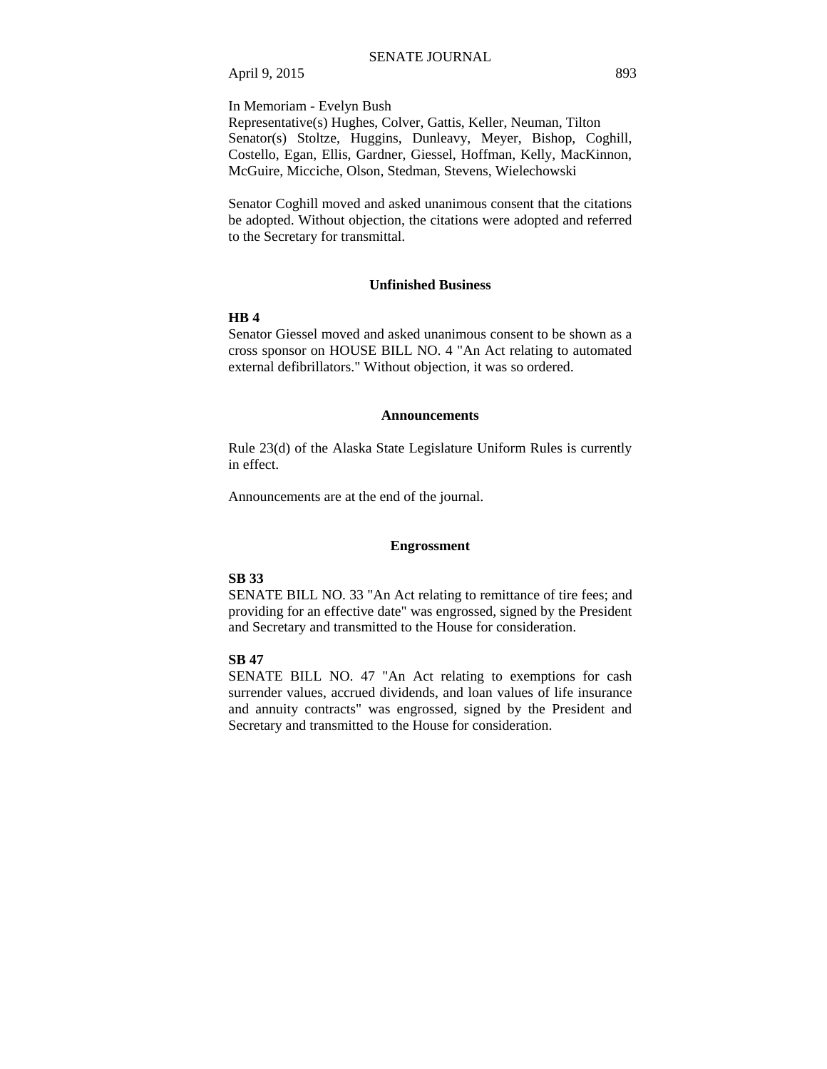In Memoriam - Evelyn Bush
Representative(s) Hughes, Colver, Gattis, Keller, Neuman, Tilton
Senator(s) Stoltze, Huggins, Dunleavy, Meyer, Bishop, Coghill, Costello, Egan, Ellis, Gardner, Giessel, Hoffman, Kelly, MacKinnon, McGuire, Micciche, Olson, Stedman, Stevens, Wielechowski

Senator Coghill moved and asked unanimous consent that the citations be adopted. Without objection, the citations were adopted and referred to the Secretary for transmittal.

## Unfinished Business

**HB 4**
Senator Giessel moved and asked unanimous consent to be shown as a cross sponsor on HOUSE BILL NO. 4 "An Act relating to automated external defibrillators." Without objection, it was so ordered.

## Announcements

Rule 23(d) of the Alaska State Legislature Uniform Rules is currently in effect.

Announcements are at the end of the journal.

## Engrossment

**SB 33**
SENATE BILL NO. 33 "An Act relating to remittance of tire fees; and providing for an effective date" was engrossed, signed by the President and Secretary and transmitted to the House for consideration.

**SB 47**
SENATE BILL NO. 47 "An Act relating to exemptions for cash surrender values, accrued dividends, and loan values of life insurance and annuity contracts" was engrossed, signed by the President and Secretary and transmitted to the House for consideration.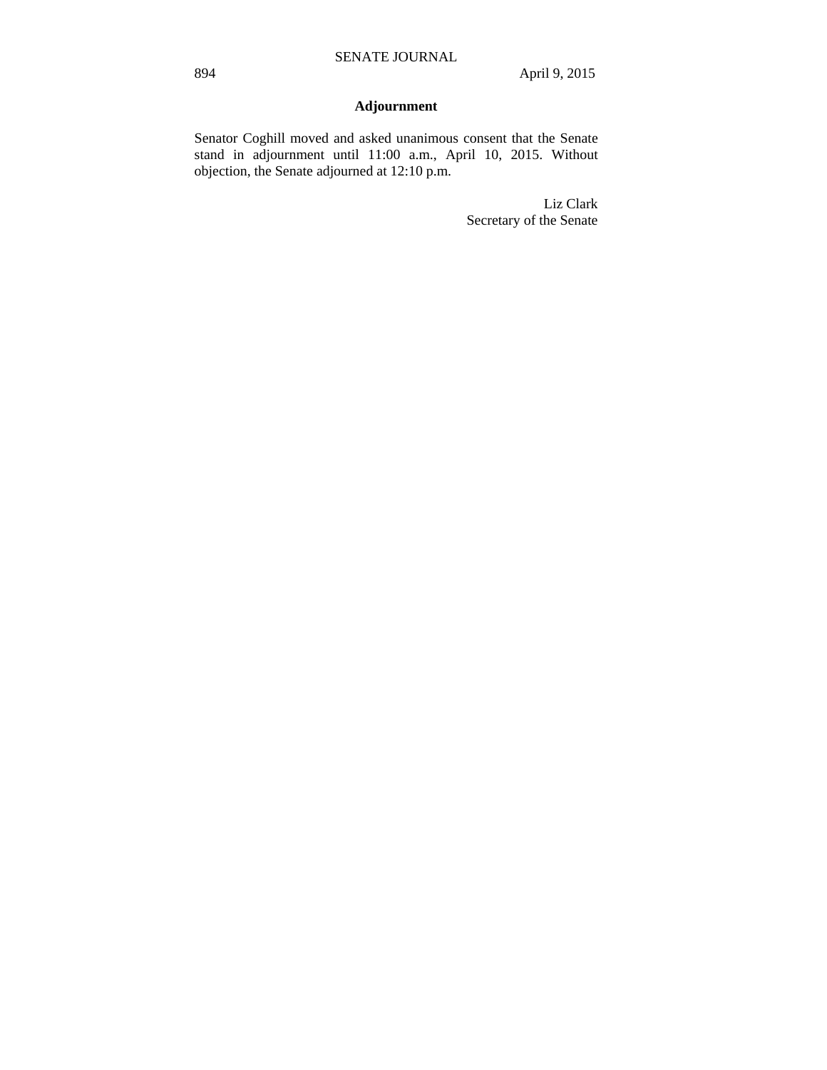## Adjournment

Senator Coghill moved and asked unanimous consent that the Senate stand in adjournment until 11:00 a.m., April 10, 2015. Without objection, the Senate adjourned at 12:10 p.m.

Liz Clark
Secretary of the Senate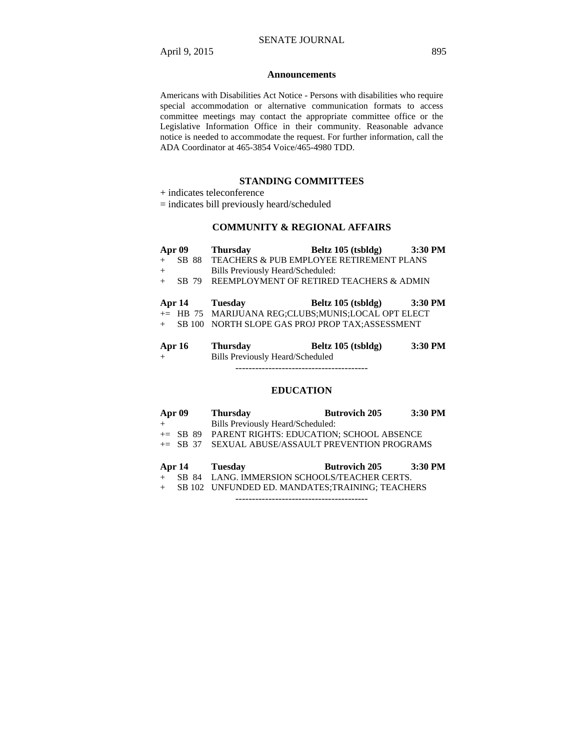### Announcements

Americans with Disabilities Act Notice - Persons with disabilities who require special accommodation or alternative communication formats to access committee meetings may contact the appropriate committee office or the Legislative Information Office in their community. Reasonable advance notice is needed to accommodate the request. For further information, call the ADA Coordinator at 465-3854 Voice/465-4980 TDD.

## STANDING COMMITTEES

+ indicates teleconference
= indicates bill previously heard/scheduled

### COMMUNITY & REGIONAL AFFAIRS

| | | | | |
|---|---|---|---|---|
| **Apr 09** | | **Thursday** | **Beltz 105 (tsbldg)** | **3:30 PM** |
| + | SB 88 | TEACHERS & PUB EMPLOYEE RETIREMENT PLANS | | |
| + | | Bills Previously Heard/Scheduled: | | |
| + | SB 79 | REEMPLOYMENT OF RETIRED TEACHERS & ADMIN | | |
| **Apr 14** | | **Tuesday** | **Beltz 105 (tsbldg)** | **3:30 PM** |
| += | HB 75 | MARIJUANA REG;CLUBS;MUNIS;LOCAL OPT ELECT | | |
| + | SB 100 | NORTH SLOPE GAS PROJ PROP TAX;ASSESSMENT | | |
| **Apr 16** | | **Thursday** | **Beltz 105 (tsbldg)** | **3:30 PM** |
| + | | Bills Previously Heard/Scheduled | | |

----------------------------------------

### EDUCATION

| | | | | |
|---|---|---|---|---|
| **Apr 09** | | **Thursday** | **Butrovich 205** | **3:30 PM** |
| + | | Bills Previously Heard/Scheduled: | | |
| += | SB 89 | PARENT RIGHTS: EDUCATION; SCHOOL ABSENCE | | |
| += | SB 37 | SEXUAL ABUSE/ASSAULT PREVENTION PROGRAMS | | |
| **Apr 14** | | **Tuesday** | **Butrovich 205** | **3:30 PM** |
| + | SB 84 | LANG. IMMERSION SCHOOLS/TEACHER CERTS. | | |
| + | SB 102 | UNFUNDED ED. MANDATES;TRAINING; TEACHERS | | |

----------------------------------------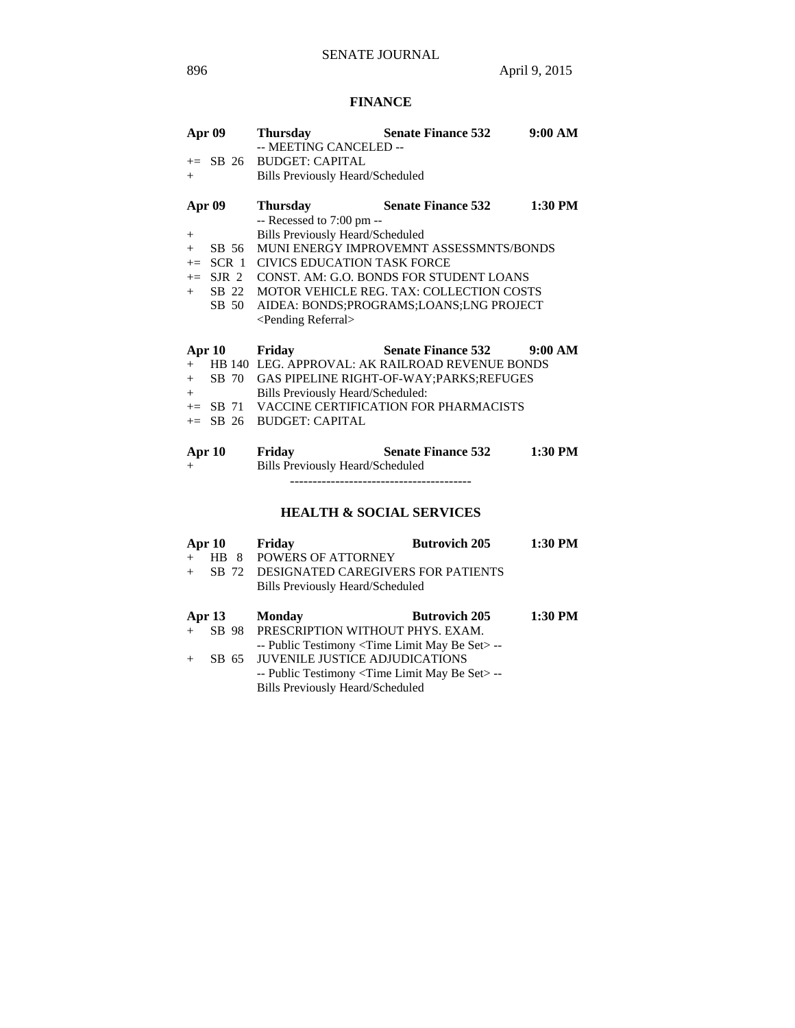## FINANCE

**Apr 09** **Thursday** **Senate Finance 532** **9:00 AM**

-- MEETING CANCELED --

+= SB 26 BUDGET: CAPITAL

\+ Bills Previously Heard/Scheduled

**Apr 09** **Thursday** **Senate Finance 532** **1:30 PM**

-- Recessed to 7:00 pm --

\+ Bills Previously Heard/Scheduled

\+ SB 56 MUNI ENERGY IMPROVEMNT ASSESSMNTS/BONDS

+= SCR 1 CIVICS EDUCATION TASK FORCE

+= SJR 2 CONST. AM: G.O. BONDS FOR STUDENT LOANS

\+ SB 22 MOTOR VEHICLE REG. TAX: COLLECTION COSTS

SB 50 AIDEA: BONDS;PROGRAMS;LOANS;LNG PROJECT <Pending Referral>

**Apr 10** **Friday** **Senate Finance 532** **9:00 AM**

\+ HB 140 LEG. APPROVAL: AK RAILROAD REVENUE BONDS

\+ SB 70 GAS PIPELINE RIGHT-OF-WAY;PARKS;REFUGES

\+ Bills Previously Heard/Scheduled:

+= SB 71 VACCINE CERTIFICATION FOR PHARMACISTS

+= SB 26 BUDGET: CAPITAL

**Apr 10** **Friday** **Senate Finance 532** **1:30 PM**

\+ Bills Previously Heard/Scheduled

----------------------------------------

## HEALTH & SOCIAL SERVICES

**Apr 10** **Friday** **Butrovich 205** **1:30 PM**

\+ HB 8 POWERS OF ATTORNEY

\+ SB 72 DESIGNATED CAREGIVERS FOR PATIENTS

Bills Previously Heard/Scheduled

**Apr 13** **Monday** **Butrovich 205** **1:30 PM**

\+ SB 98 PRESCRIPTION WITHOUT PHYS. EXAM.

-- Public Testimony <Time Limit May Be Set> --

\+ SB 65 JUVENILE JUSTICE ADJUDICATIONS

-- Public Testimony <Time Limit May Be Set> --

Bills Previously Heard/Scheduled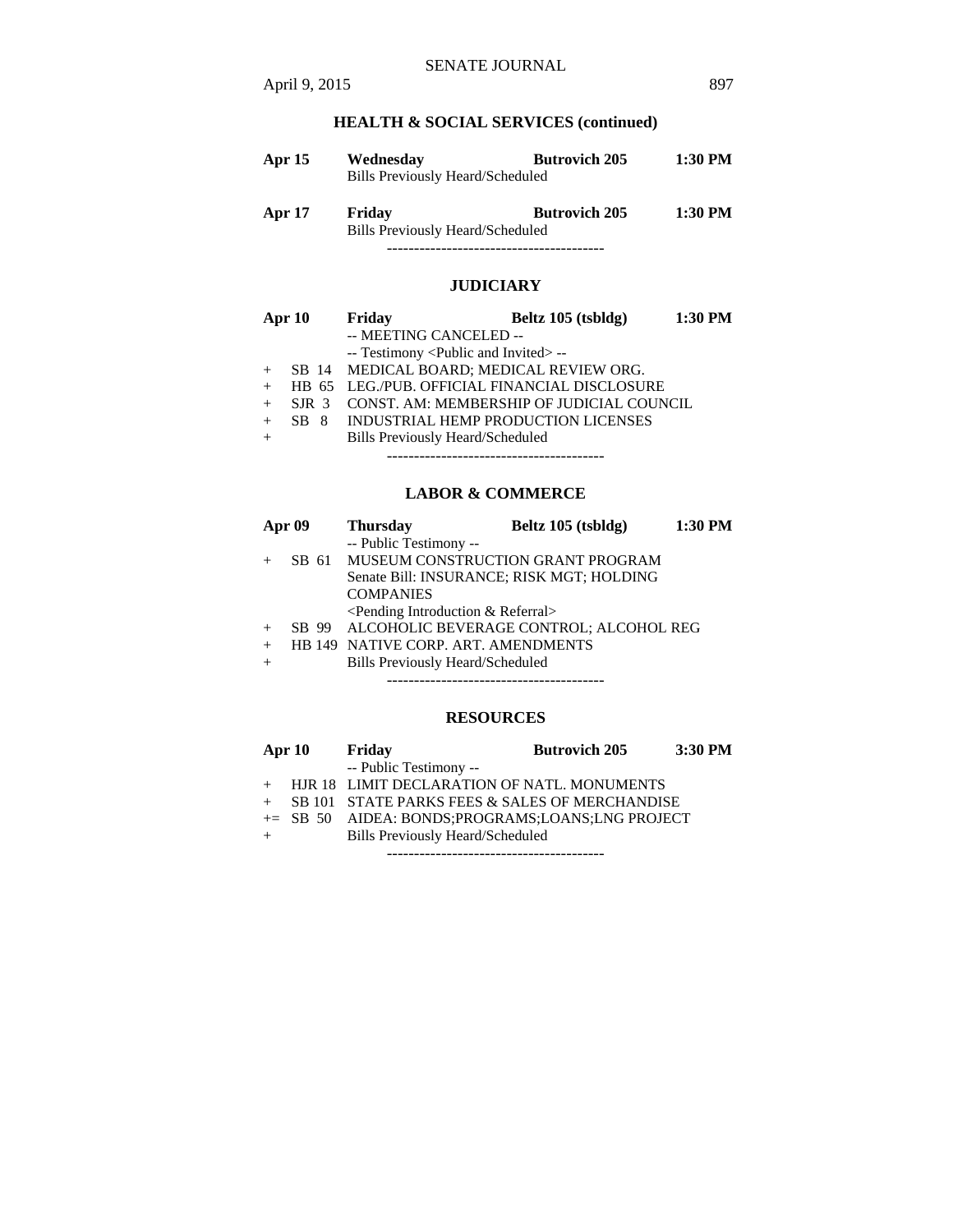## HEALTH & SOCIAL SERVICES (continued)

| | | | |
|---|---|---|---|
| **Apr 15** | **Wednesday** | **Butrovich 205** | **1:30 PM** |
| | Bills Previously Heard/Scheduled | | |
| **Apr 17** | **Friday** | **Butrovich 205** | **1:30 PM** |
| | Bills Previously Heard/Scheduled | | |

----------------------------------------

## JUDICIARY

| | | | | |
|---|---|---|---|---|
| **Apr 10** | | **Friday** | **Beltz 105 (tsbldg)** | **1:30 PM** |
| | | -- MEETING CANCELED -- | | |
| | | -- Testimony <Public and Invited> -- | | |
| + | SB 14 | MEDICAL BOARD; MEDICAL REVIEW ORG. | | |
| + | HB 65 | LEG./PUB. OFFICIAL FINANCIAL DISCLOSURE | | |
| + | SJR 3 | CONST. AM: MEMBERSHIP OF JUDICIAL COUNCIL | | |
| + | SB 8 | INDUSTRIAL HEMP PRODUCTION LICENSES | | |
| + | | Bills Previously Heard/Scheduled | | |

----------------------------------------

## LABOR & COMMERCE

| | | | | |
|---|---|---|---|---|
| **Apr 09** | | **Thursday** | **Beltz 105 (tsbldg)** | **1:30 PM** |
| | | -- Public Testimony -- | | |
| + | SB 61 | MUSEUM CONSTRUCTION GRANT PROGRAM | | |
| | | Senate Bill: INSURANCE; RISK MGT; HOLDING COMPANIES | | |
| | | <Pending Introduction & Referral> | | |
| + | SB 99 | ALCOHOLIC BEVERAGE CONTROL; ALCOHOL REG | | |
| + | HB 149 | NATIVE CORP. ART. AMENDMENTS | | |
| + | | Bills Previously Heard/Scheduled | | |

----------------------------------------

## RESOURCES

| | | | | |
|---|---|---|---|---|
| **Apr 10** | | **Friday** | **Butrovich 205** | **3:30 PM** |
| | | -- Public Testimony -- | | |
| + | HJR 18 | LIMIT DECLARATION OF NATL. MONUMENTS | | |
| + | SB 101 | STATE PARKS FEES & SALES OF MERCHANDISE | | |
| += | SB 50 | AIDEA: BONDS;PROGRAMS;LOANS;LNG PROJECT | | |
| + | | Bills Previously Heard/Scheduled | | |

----------------------------------------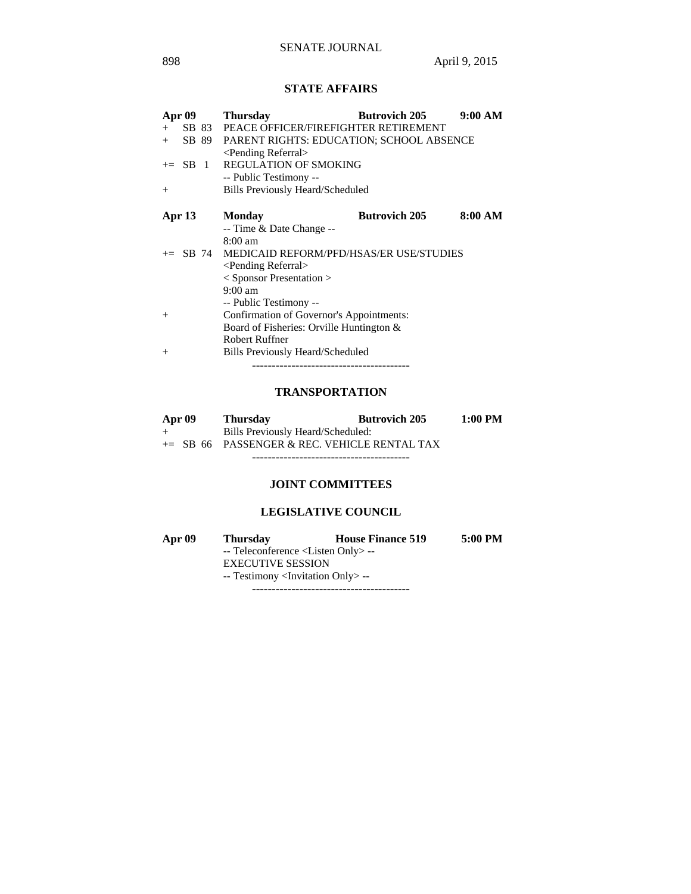## STATE AFFAIRS

| Apr 09 | Thursday | Butrovich 205 | 9:00 AM |
|---|---|---|---|
| + SB 83 | PEACE OFFICER/FIREFIGHTER RETIREMENT | | |
| + SB 89 | PARENT RIGHTS: EDUCATION; SCHOOL ABSENCE | | |
| | <Pending Referral> | | |
| += SB 1 | REGULATION OF SMOKING | | |
| | -- Public Testimony -- | | |
| + | Bills Previously Heard/Scheduled | | |

| Apr 13 | Monday | Butrovich 205 | 8:00 AM |
|---|---|---|---|
| | -- Time & Date Change -- | | |
| | 8:00 am | | |
| += SB 74 | MEDICAID REFORM/PFD/HSAS/ER USE/STUDIES | | |
| | <Pending Referral> | | |
| | < Sponsor Presentation > | | |
| | 9:00 am | | |
| | -- Public Testimony -- | | |
| + | Confirmation of Governor's Appointments: | | |
| | Board of Fisheries: Orville Huntington & | | |
| | Robert Ruffner | | |
| + | Bills Previously Heard/Scheduled | | |

----------------------------------------

## TRANSPORTATION

| Apr 09 | Thursday | Butrovich 205 | 1:00 PM |
|---|---|---|---|
| + | Bills Previously Heard/Scheduled: | | |
| += SB 66 | PASSENGER & REC. VEHICLE RENTAL TAX | | |

----------------------------------------

## JOINT COMMITTEES

## LEGISLATIVE COUNCIL

| Apr 09 | Thursday | House Finance 519 | 5:00 PM |
|---|---|---|---|
| | -- Teleconference <Listen Only> -- | | |
| | EXECUTIVE SESSION | | |
| | -- Testimony <Invitation Only> -- | | |

----------------------------------------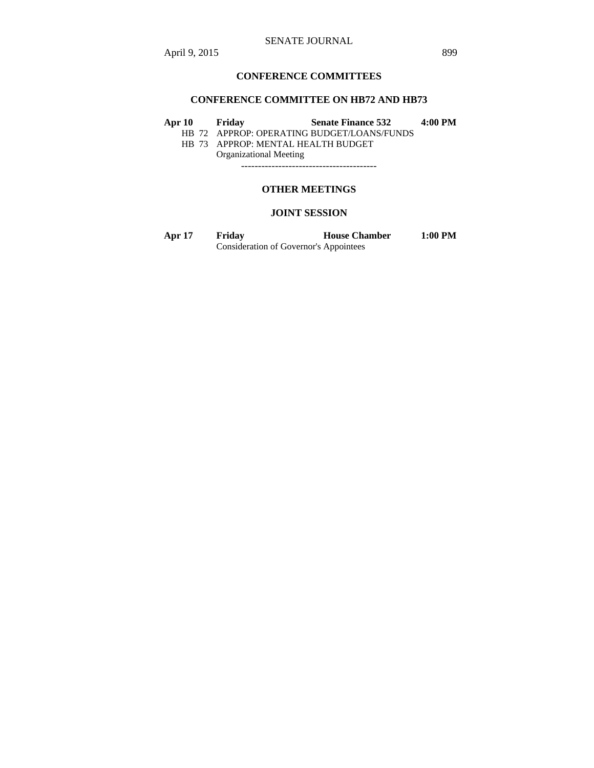## CONFERENCE COMMITTEES

### CONFERENCE COMMITTEE ON HB72 AND HB73

**Apr 10 Friday Senate Finance 532 4:00 PM**

HB 72 APPROP: OPERATING BUDGET/LOANS/FUNDS
HB 73 APPROP: MENTAL HEALTH BUDGET
Organizational Meeting

----------------------------------------

## OTHER MEETINGS

### JOINT SESSION

**Apr 17 Friday House Chamber 1:00 PM**

Consideration of Governor's Appointees